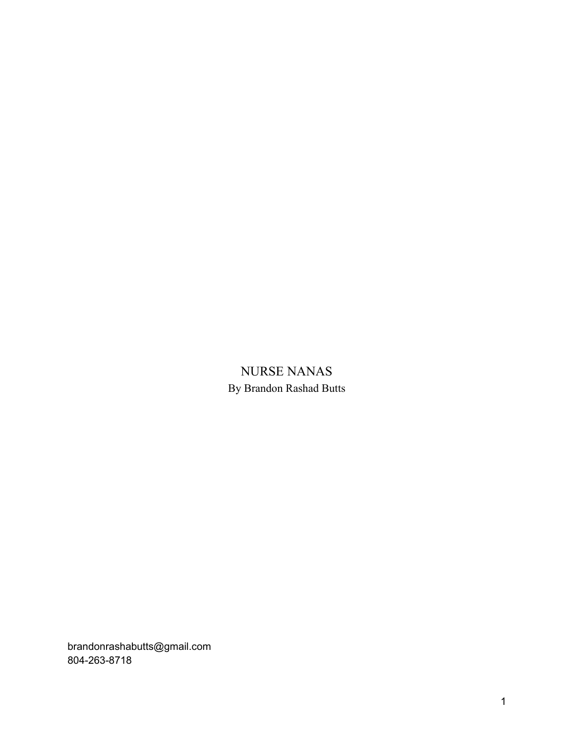# NURSE NANAS

By Brandon Rashad Butts

brandonrashabutts@gmail.com
804-263-8718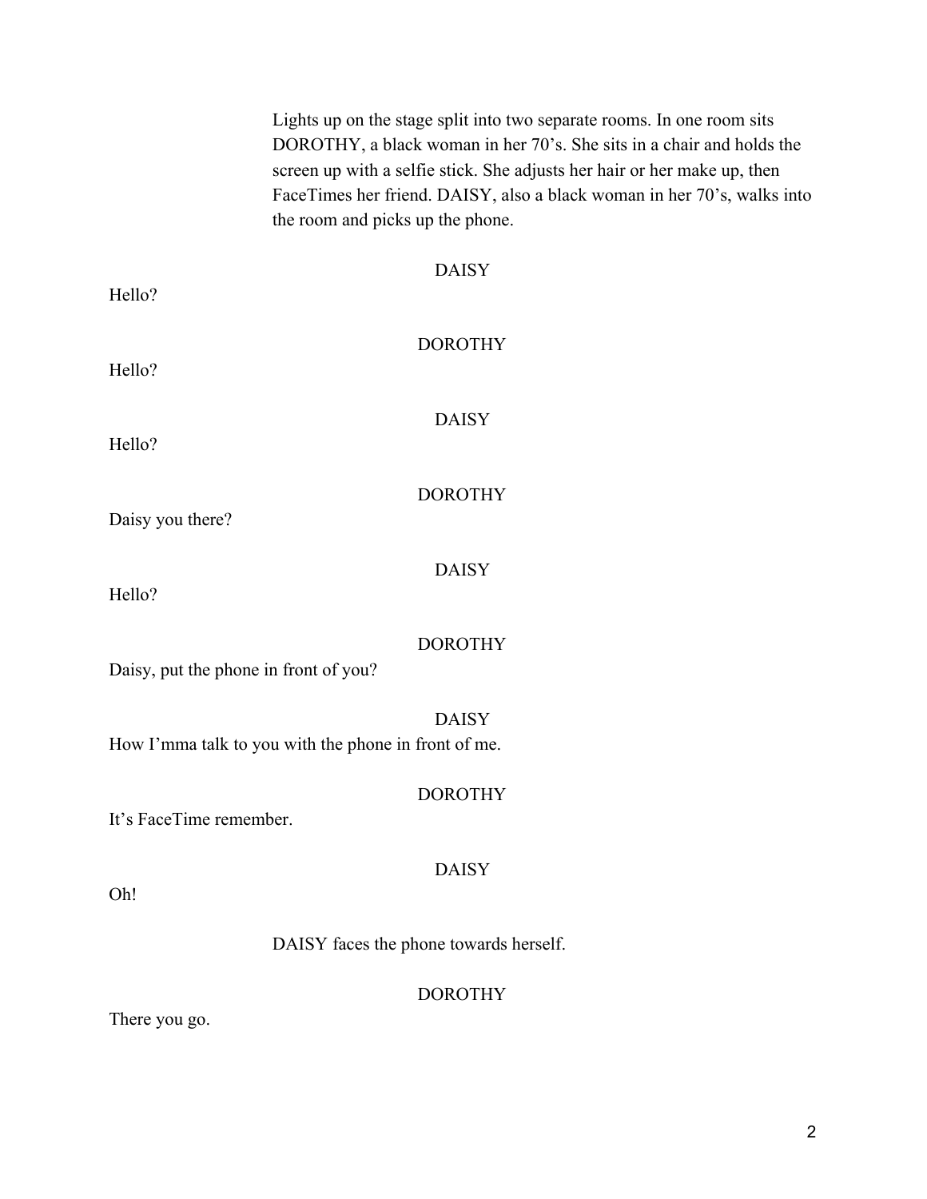Lights up on the stage split into two separate rooms. In one room sits DOROTHY, a black woman in her 70's. She sits in a chair and holds the screen up with a selfie stick. She adjusts her hair or her make up, then FaceTimes her friend. DAISY, also a black woman in her 70's, walks into the room and picks up the phone.

DAISY

Hello?

DOROTHY

Hello?

DAISY

Hello?

DOROTHY

Daisy you there?

DAISY

Hello?

DOROTHY

Daisy, put the phone in front of you?

DAISY

How I'mma talk to you with the phone in front of me.

DOROTHY

It's FaceTime remember.

DAISY

Oh!

DAISY faces the phone towards herself.

DOROTHY

There you go.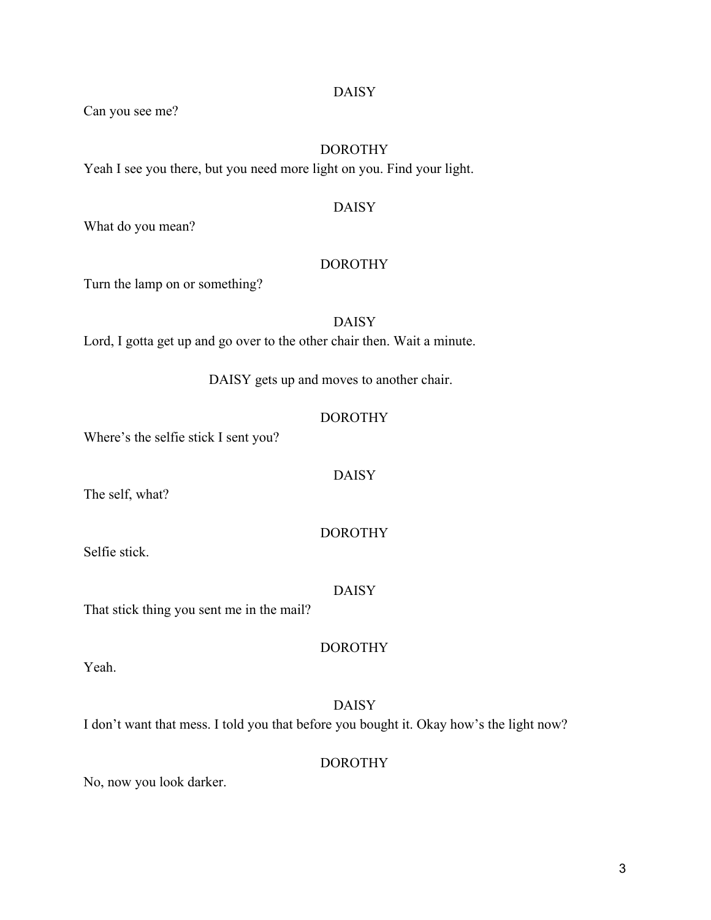DAISY

Can you see me?

DOROTHY

Yeah I see you there, but you need more light on you. Find your light.

DAISY

What do you mean?

DOROTHY

Turn the lamp on or something?

DAISY

Lord, I gotta get up and go over to the other chair then. Wait a minute.

DAISY gets up and moves to another chair.

DOROTHY

Where's the selfie stick I sent you?

DAISY

The self, what?

DOROTHY

Selfie stick.

DAISY

That stick thing you sent me in the mail?

DOROTHY

Yeah.

DAISY

I don't want that mess. I told you that before you bought it. Okay how's the light now?

DOROTHY

No, now you look darker.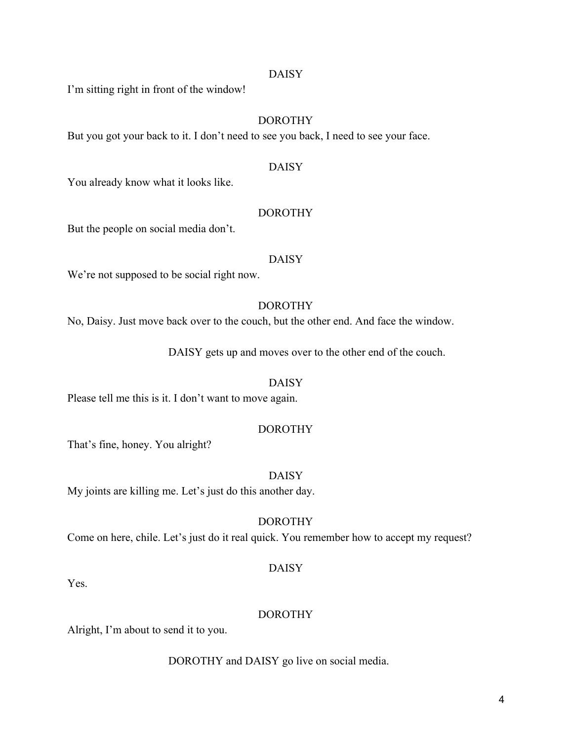DAISY

I'm sitting right in front of the window!

DOROTHY

But you got your back to it. I don't need to see you back, I need to see your face.

DAISY

You already know what it looks like.

DOROTHY

But the people on social media don't.

DAISY

We're not supposed to be social right now.

DOROTHY

No, Daisy. Just move back over to the couch, but the other end. And face the window.

DAISY gets up and moves over to the other end of the couch.

DAISY

Please tell me this is it. I don't want to move again.

DOROTHY

That's fine, honey. You alright?

DAISY

My joints are killing me. Let's just do this another day.

DOROTHY

Come on here, chile. Let's just do it real quick. You remember how to accept my request?

DAISY

Yes.

DOROTHY

Alright, I'm about to send it to you.

DOROTHY and DAISY go live on social media.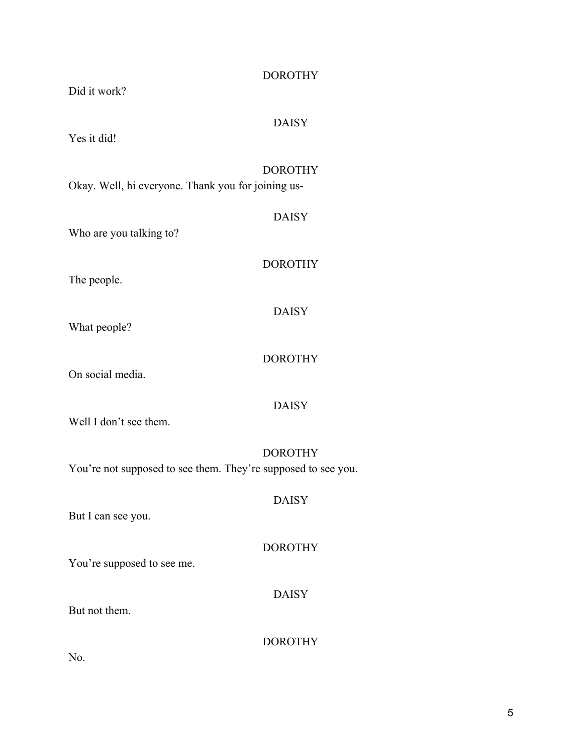DOROTHY

Did it work?

DAISY

Yes it did!

DOROTHY

Okay. Well, hi everyone. Thank you for joining us-

DAISY

Who are you talking to?

DOROTHY

The people.

DAISY

What people?

DOROTHY

On social media.

DAISY

Well I don't see them.

DOROTHY

You're not supposed to see them. They're supposed to see you.

DAISY

But I can see you.

DOROTHY

You're supposed to see me.

DAISY

But not them.

DOROTHY

No.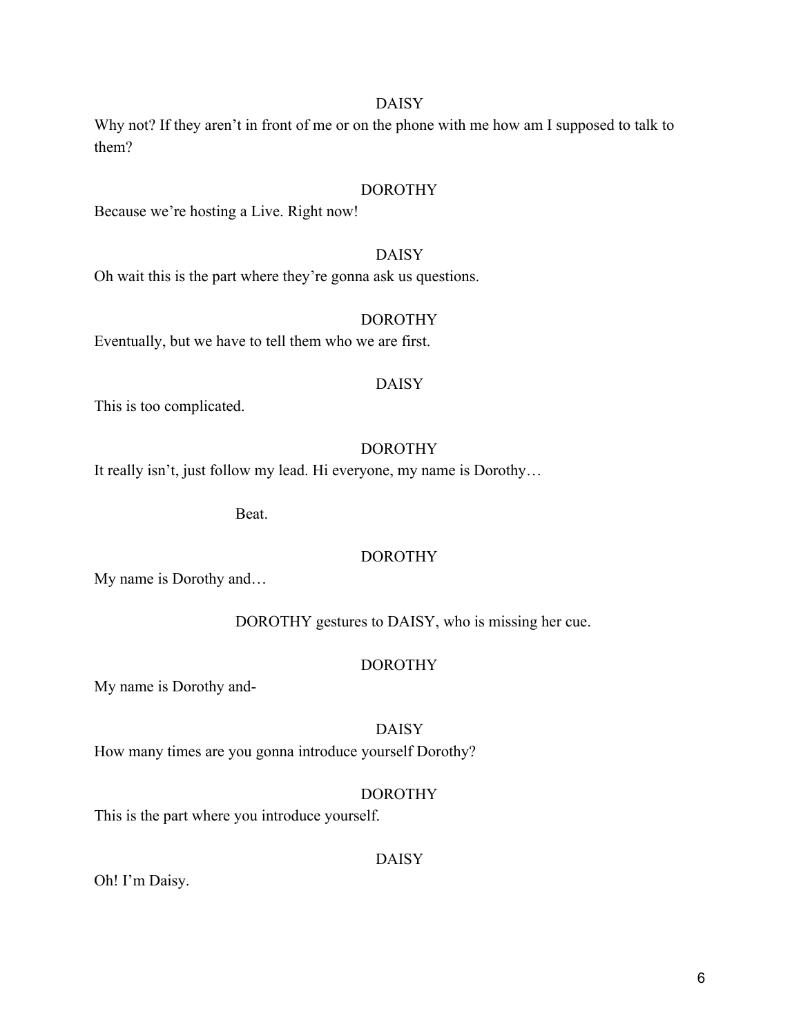DAISY

Why not? If they aren't in front of me or on the phone with me how am I supposed to talk to them?

DOROTHY

Because we're hosting a Live. Right now!

DAISY

Oh wait this is the part where they're gonna ask us questions.

DOROTHY

Eventually, but we have to tell them who we are first.

DAISY

This is too complicated.

DOROTHY

It really isn't, just follow my lead. Hi everyone, my name is Dorothy…

Beat.

DOROTHY

My name is Dorothy and…

DOROTHY gestures to DAISY, who is missing her cue.

DOROTHY

My name is Dorothy and-

DAISY

How many times are you gonna introduce yourself Dorothy?

DOROTHY

This is the part where you introduce yourself.

DAISY

Oh! I'm Daisy.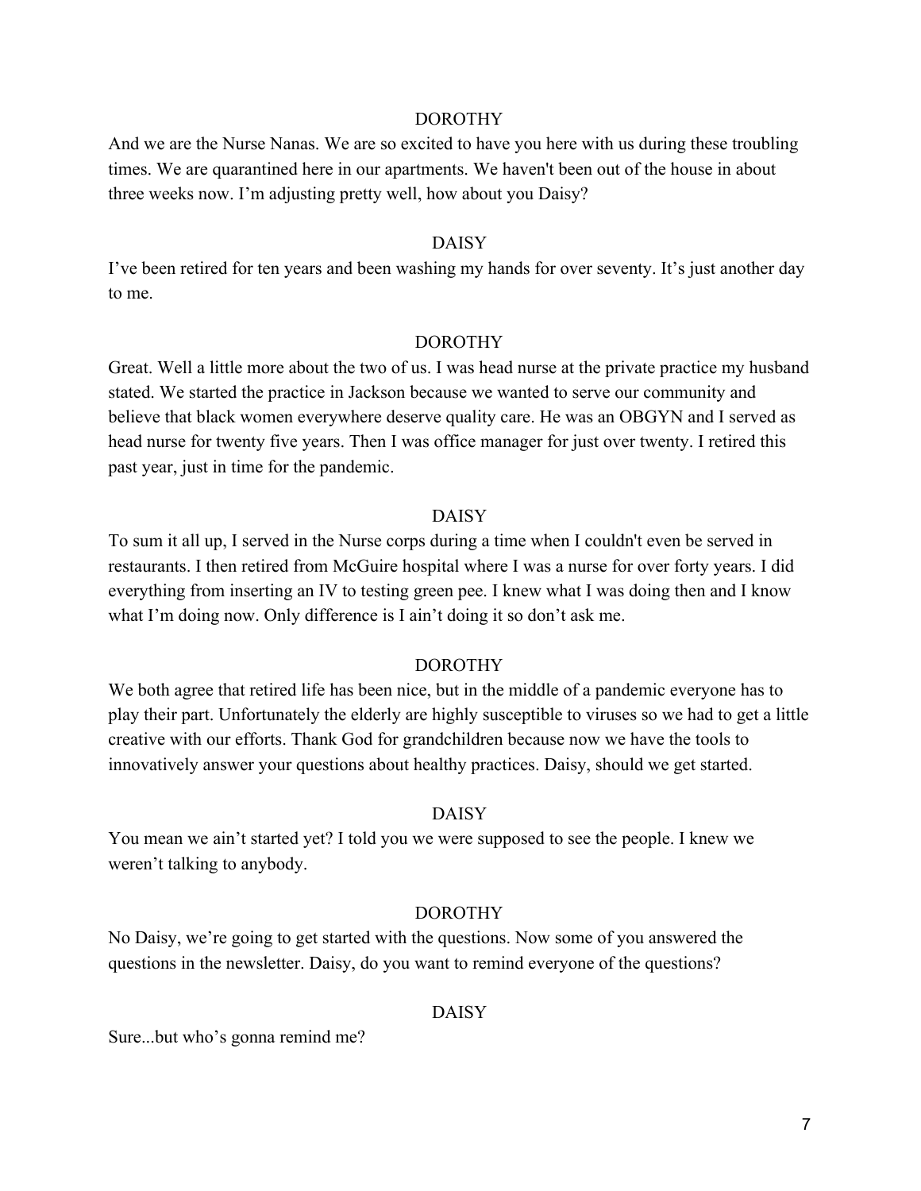DOROTHY

And we are the Nurse Nanas. We are so excited to have you here with us during these troubling times. We are quarantined here in our apartments. We haven't been out of the house in about three weeks now. I'm adjusting pretty well, how about you Daisy?

DAISY

I've been retired for ten years and been washing my hands for over seventy. It's just another day to me.

DOROTHY

Great. Well a little more about the two of us. I was head nurse at the private practice my husband stated. We started the practice in Jackson because we wanted to serve our community and believe that black women everywhere deserve quality care. He was an OBGYN and I served as head nurse for twenty five years. Then I was office manager for just over twenty. I retired this past year, just in time for the pandemic.

DAISY

To sum it all up, I served in the Nurse corps during a time when I couldn't even be served in restaurants. I then retired from McGuire hospital where I was a nurse for over forty years. I did everything from inserting an IV to testing green pee. I knew what I was doing then and I know what I'm doing now. Only difference is I ain't doing it so don't ask me.

DOROTHY

We both agree that retired life has been nice, but in the middle of a pandemic everyone has to play their part. Unfortunately the elderly are highly susceptible to viruses so we had to get a little creative with our efforts. Thank God for grandchildren because now we have the tools to innovatively answer your questions about healthy practices. Daisy, should we get started.

DAISY

You mean we ain't started yet? I told you we were supposed to see the people. I knew we weren't talking to anybody.

DOROTHY

No Daisy, we're going to get started with the questions. Now some of you answered the questions in the newsletter. Daisy, do you want to remind everyone of the questions?

DAISY

Sure...but who's gonna remind me?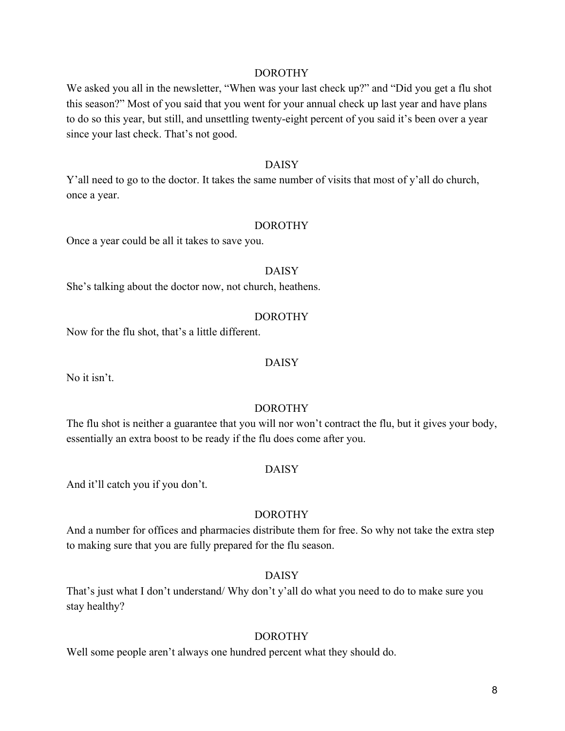DOROTHY

We asked you all in the newsletter, "When was your last check up?" and "Did you get a flu shot this season?" Most of you said that you went for your annual check up last year and have plans to do so this year, but still, and unsettling twenty-eight percent of you said it's been over a year since your last check. That's not good.

DAISY

Y'all need to go to the doctor. It takes the same number of visits that most of y'all do church, once a year.

DOROTHY

Once a year could be all it takes to save you.

DAISY

She's talking about the doctor now, not church, heathens.

DOROTHY

Now for the flu shot, that's a little different.

DAISY

No it isn't.

DOROTHY

The flu shot is neither a guarantee that you will nor won't contract the flu, but it gives your body, essentially an extra boost to be ready if the flu does come after you.

DAISY

And it'll catch you if you don't.

DOROTHY

And a number for offices and pharmacies distribute them for free. So why not take the extra step to making sure that you are fully prepared for the flu season.

DAISY

That's just what I don't understand/ Why don't y'all do what you need to do to make sure you stay healthy?

DOROTHY

Well some people aren't always one hundred percent what they should do.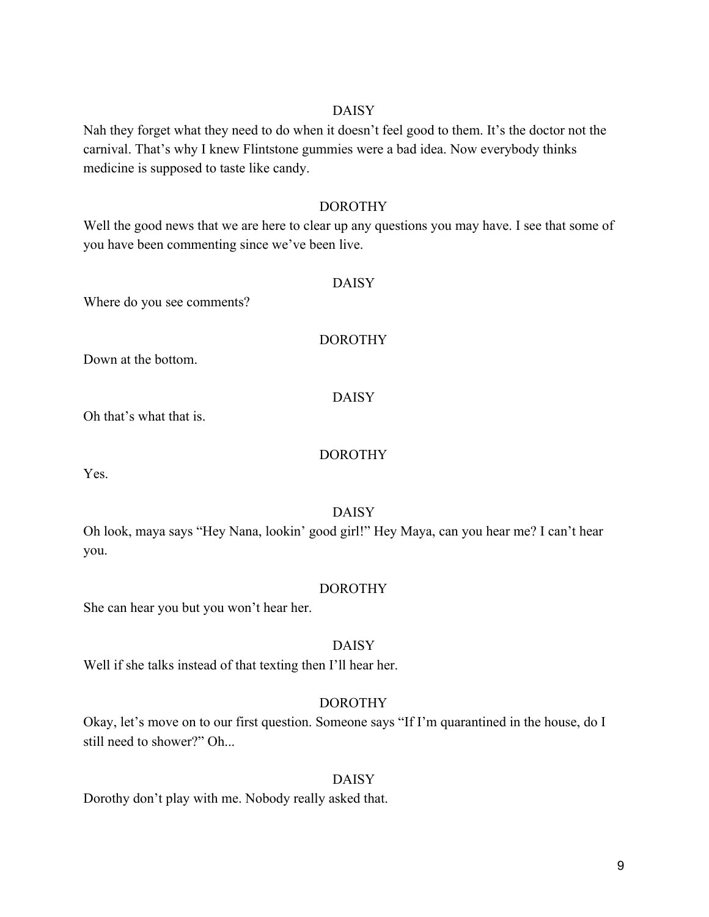DAISY

Nah they forget what they need to do when it doesn't feel good to them. It's the doctor not the carnival. That's why I knew Flintstone gummies were a bad idea. Now everybody thinks medicine is supposed to taste like candy.

DOROTHY

Well the good news that we are here to clear up any questions you may have. I see that some of you have been commenting since we've been live.

DAISY

Where do you see comments?

DOROTHY

Down at the bottom.

DAISY

Oh that's what that is.

DOROTHY

Yes.

DAISY

Oh look, maya says "Hey Nana, lookin' good girl!" Hey Maya, can you hear me? I can't hear you.

DOROTHY

She can hear you but you won't hear her.

DAISY

Well if she talks instead of that texting then I'll hear her.

DOROTHY

Okay, let's move on to our first question. Someone says "If I'm quarantined in the house, do I still need to shower?" Oh...

DAISY

Dorothy don't play with me. Nobody really asked that.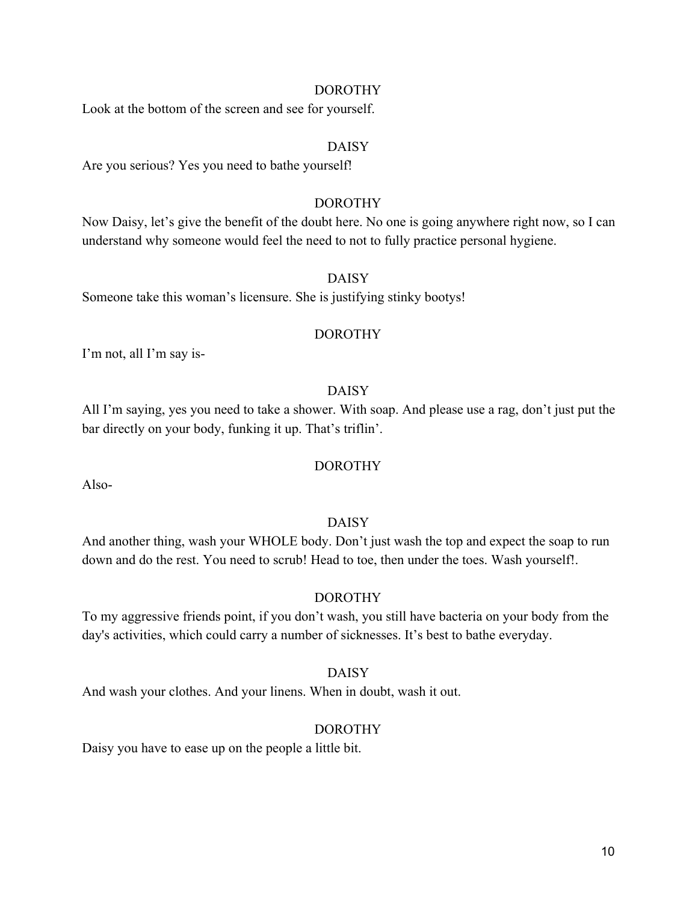DOROTHY

Look at the bottom of the screen and see for yourself.

DAISY

Are you serious? Yes you need to bathe yourself!

DOROTHY

Now Daisy, let's give the benefit of the doubt here. No one is going anywhere right now, so I can understand why someone would feel the need to not to fully practice personal hygiene.

DAISY

Someone take this woman's licensure. She is justifying stinky bootys!

DOROTHY

I'm not, all I'm say is-

DAISY

All I'm saying, yes you need to take a shower. With soap. And please use a rag, don't just put the bar directly on your body, funking it up. That's triflin'.

DOROTHY

Also-

DAISY

And another thing, wash your WHOLE body. Don't just wash the top and expect the soap to run down and do the rest. You need to scrub! Head to toe, then under the toes. Wash yourself!.

DOROTHY

To my aggressive friends point, if you don't wash, you still have bacteria on your body from the day's activities, which could carry a number of sicknesses. It's best to bathe everyday.

DAISY

And wash your clothes. And your linens. When in doubt, wash it out.

DOROTHY

Daisy you have to ease up on the people a little bit.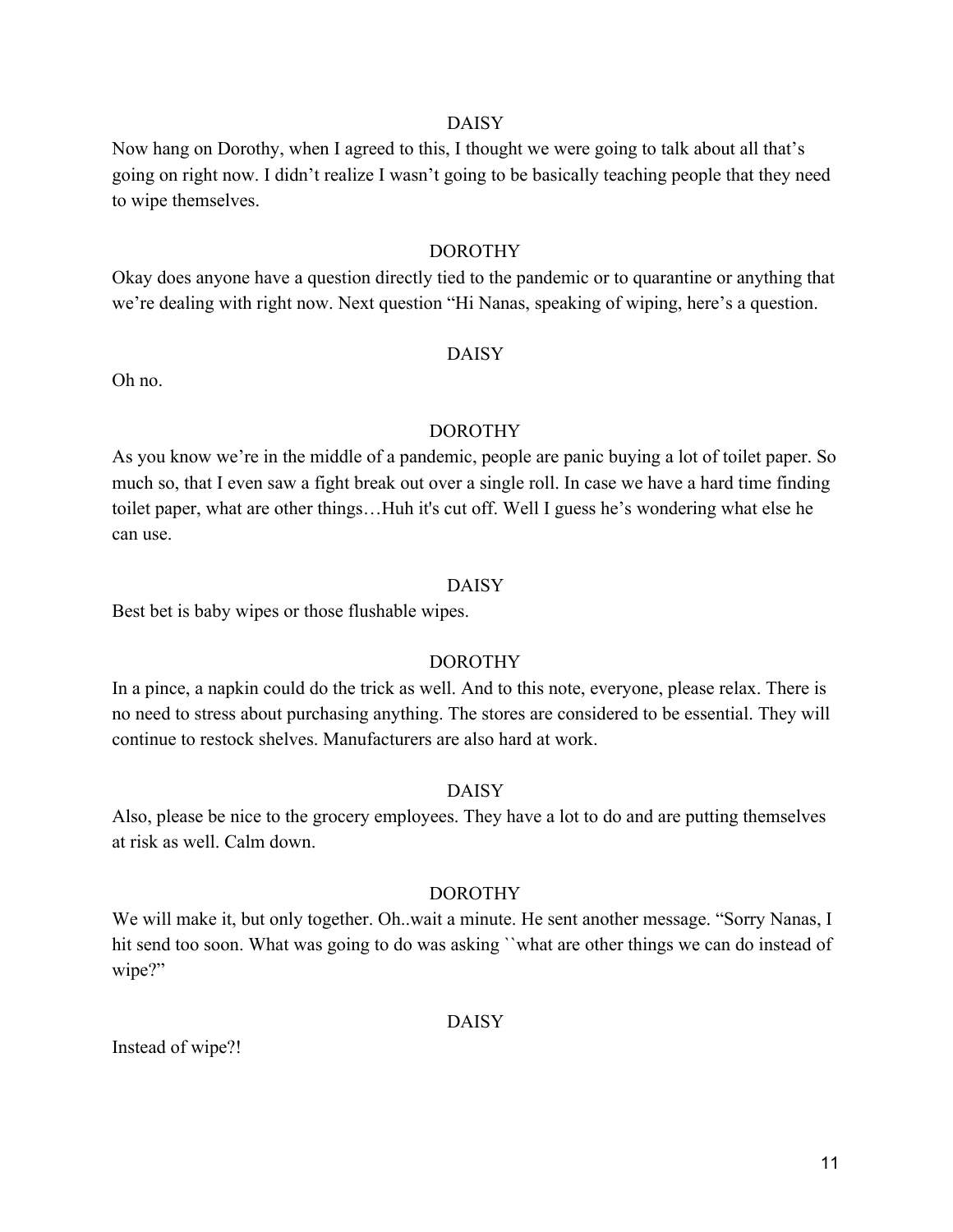DAISY

Now hang on Dorothy, when I agreed to this, I thought we were going to talk about all that's going on right now. I didn't realize I wasn't going to be basically teaching people that they need to wipe themselves.

DOROTHY

Okay does anyone have a question directly tied to the pandemic or to quarantine or anything that we're dealing with right now. Next question "Hi Nanas, speaking of wiping, here's a question.

DAISY

Oh no.

DOROTHY

As you know we're in the middle of a pandemic, people are panic buying a lot of toilet paper. So much so, that I even saw a fight break out over a single roll. In case we have a hard time finding toilet paper, what are other things…Huh it's cut off. Well I guess he's wondering what else he can use.

DAISY

Best bet is baby wipes or those flushable wipes.

DOROTHY

In a pince, a napkin could do the trick as well. And to this note, everyone, please relax. There is no need to stress about purchasing anything. The stores are considered to be essential. They will continue to restock shelves. Manufacturers are also hard at work.

DAISY

Also, please be nice to the grocery employees. They have a lot to do and are putting themselves at risk as well. Calm down.

DOROTHY

We will make it, but only together. Oh..wait a minute. He sent another message. "Sorry Nanas, I hit send too soon. What was going to do was asking ``what are other things we can do instead of wipe?"

DAISY

Instead of wipe?!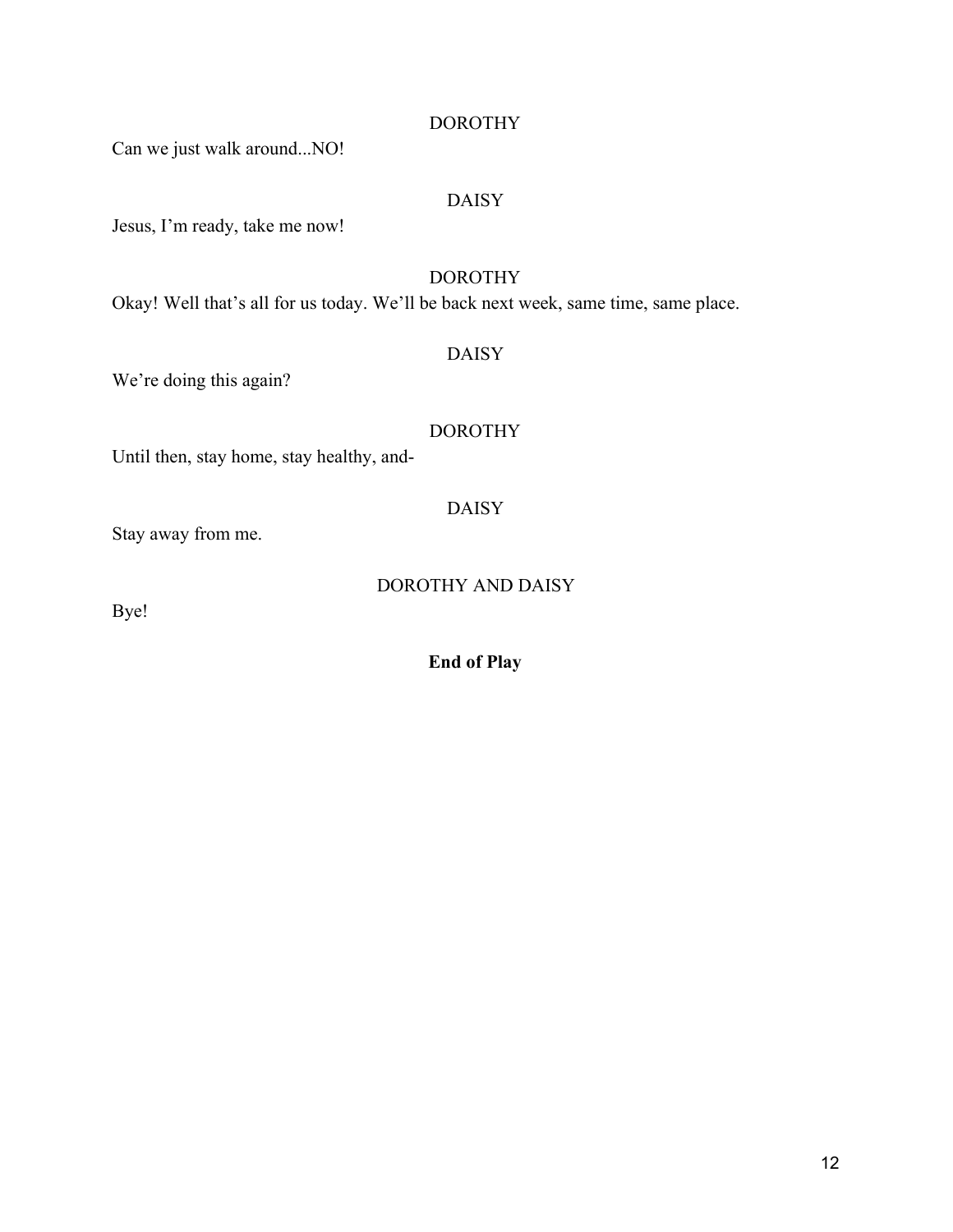DOROTHY

Can we just walk around...NO!

DAISY

Jesus, I'm ready, take me now!

DOROTHY

Okay! Well that's all for us today. We'll be back next week, same time, same place.

DAISY

We're doing this again?

DOROTHY

Until then, stay home, stay healthy, and-

DAISY

Stay away from me.

DOROTHY AND DAISY

Bye!

**End of Play**